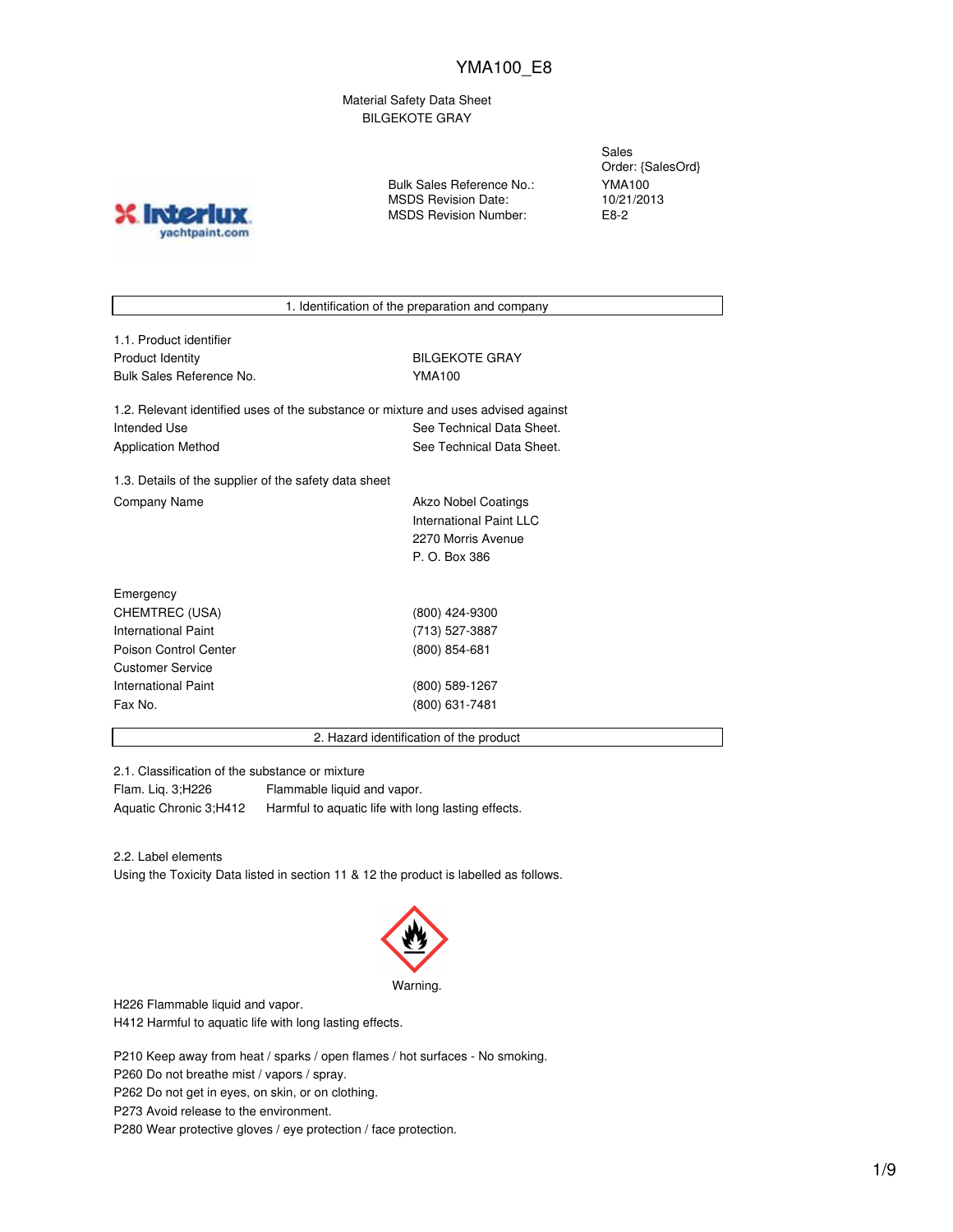# YMA100_E8

Material Safety Data Sheet
BILGEKOTE GRAY

| | |
|---|---|
| Bulk Sales Reference No.: | Sales Order: {SalesOrd} YMA100 |
| MSDS Revision Date: | 10/21/2013 |
| MSDS Revision Number: | E8-2 |

## 1. Identification of the preparation and company

1.1. Product identifier

| | |
|---|---|
| Product Identity | BILGEKOTE GRAY |
| Bulk Sales Reference No. | YMA100 |

1.2. Relevant identified uses of the substance or mixture and uses advised against

| | |
|---|---|
| Intended Use | See Technical Data Sheet. |
| Application Method | See Technical Data Sheet. |

1.3. Details of the supplier of the safety data sheet

| | |
|---|---|
| Company Name | Akzo Nobel Coatings<br>International Paint LLC<br>2270 Morris Avenue<br>P. O. Box 386 |

| | |
|---|---|
| Emergency | |
| CHEMTREC (USA) | (800) 424-9300 |
| International Paint | (713) 527-3887 |
| Poison Control Center | (800) 854-681 |
| Customer Service | |
| International Paint | (800) 589-1267 |
| Fax No. | (800) 631-7481 |

## 2. Hazard identification of the product

2.1. Classification of the substance or mixture

| | |
|---|---|
| Flam. Liq. 3;H226 | Flammable liquid and vapor. |
| Aquatic Chronic 3;H412 | Harmful to aquatic life with long lasting effects. |

2.2. Label elements

Using the Toxicity Data listed in section 11 & 12 the product is labelled as follows.

Warning.

H226 Flammable liquid and vapor.
H412 Harmful to aquatic life with long lasting effects.

P210 Keep away from heat / sparks / open flames / hot surfaces - No smoking.
P260 Do not breathe mist / vapors / spray.
P262 Do not get in eyes, on skin, or on clothing.
P273 Avoid release to the environment.
P280 Wear protective gloves / eye protection / face protection.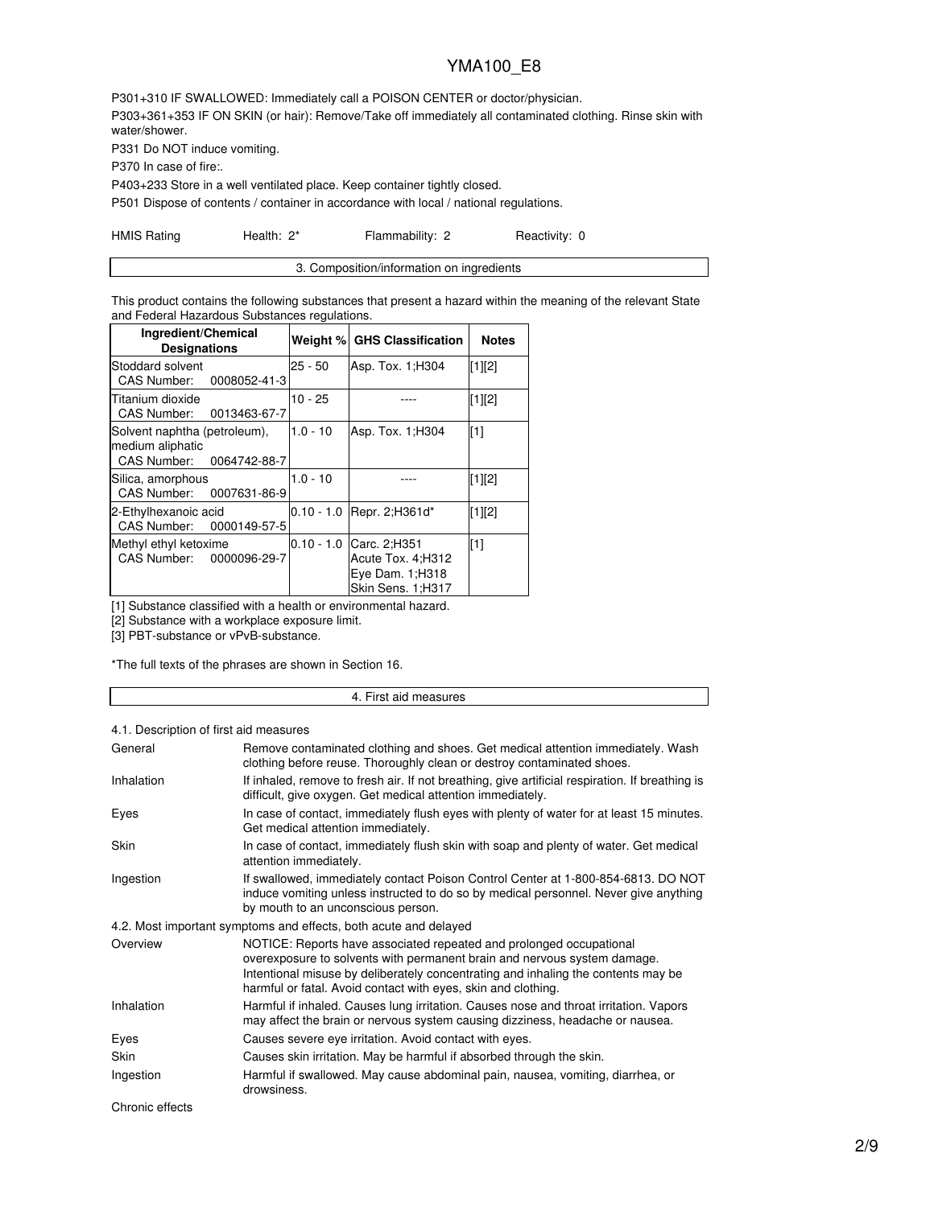P301+310 IF SWALLOWED: Immediately call a POISON CENTER or doctor/physician.

P303+361+353 IF ON SKIN (or hair): Remove/Take off immediately all contaminated clothing. Rinse skin with water/shower.

P331 Do NOT induce vomiting.

P370 In case of fire:.

P403+233 Store in a well ventilated place. Keep container tightly closed.

P501 Dispose of contents / container in accordance with local / national regulations.

| HMIS Rating | Health: 2* | Flammability: 2 | Reactivity: 0 |
|---|---|---|---|

## 3. Composition/information on ingredients

This product contains the following substances that present a hazard within the meaning of the relevant State and Federal Hazardous Substances regulations.

| Ingredient/Chemical Designations | Weight % | GHS Classification | Notes |
|---|---|---|---|
| Stoddard solvent<br>CAS Number: 0008052-41-3 | 25 - 50 | Asp. Tox. 1;H304 | [1][2] |
| Titanium dioxide<br>CAS Number: 0013463-67-7 | 10 - 25 | ---- | [1][2] |
| Solvent naphtha (petroleum), medium aliphatic<br>CAS Number: 0064742-88-7 | 1.0 - 10 | Asp. Tox. 1;H304 | [1] |
| Silica, amorphous<br>CAS Number: 0007631-86-9 | 1.0 - 10 | ---- | [1][2] |
| 2-Ethylhexanoic acid<br>CAS Number: 0000149-57-5 | 0.10 - 1.0 | Repr. 2;H361d* | [1][2] |
| Methyl ethyl ketoxime<br>CAS Number: 0000096-29-7 | 0.10 - 1.0 | Carc. 2;H351<br>Acute Tox. 4;H312<br>Eye Dam. 1;H318<br>Skin Sens. 1;H317 | [1] |

[1] Substance classified with a health or environmental hazard.

[2] Substance with a workplace exposure limit.

[3] PBT-substance or vPvB-substance.

*The full texts of the phrases are shown in Section 16.

## 4. First aid measures

### 4.1. Description of first aid measures

| | |
|---|---|
| General | Remove contaminated clothing and shoes. Get medical attention immediately. Wash clothing before reuse. Thoroughly clean or destroy contaminated shoes. |
| Inhalation | If inhaled, remove to fresh air. If not breathing, give artificial respiration. If breathing is difficult, give oxygen. Get medical attention immediately. |
| Eyes | In case of contact, immediately flush eyes with plenty of water for at least 15 minutes. Get medical attention immediately. |
| Skin | In case of contact, immediately flush skin with soap and plenty of water. Get medical attention immediately. |
| Ingestion | If swallowed, immediately contact Poison Control Center at 1-800-854-6813. DO NOT induce vomiting unless instructed to do so by medical personnel. Never give anything by mouth to an unconscious person. |

### 4.2. Most important symptoms and effects, both acute and delayed

| | |
|---|---|
| Overview | NOTICE: Reports have associated repeated and prolonged occupational overexposure to solvents with permanent brain and nervous system damage. Intentional misuse by deliberately concentrating and inhaling the contents may be harmful or fatal. Avoid contact with eyes, skin and clothing. |
| Inhalation | Harmful if inhaled. Causes lung irritation. Causes nose and throat irritation. Vapors may affect the brain or nervous system causing dizziness, headache or nausea. |
| Eyes | Causes severe eye irritation. Avoid contact with eyes. |
| Skin | Causes skin irritation. May be harmful if absorbed through the skin. |
| Ingestion | Harmful if swallowed. May cause abdominal pain, nausea, vomiting, diarrhea, or drowsiness. |

Chronic effects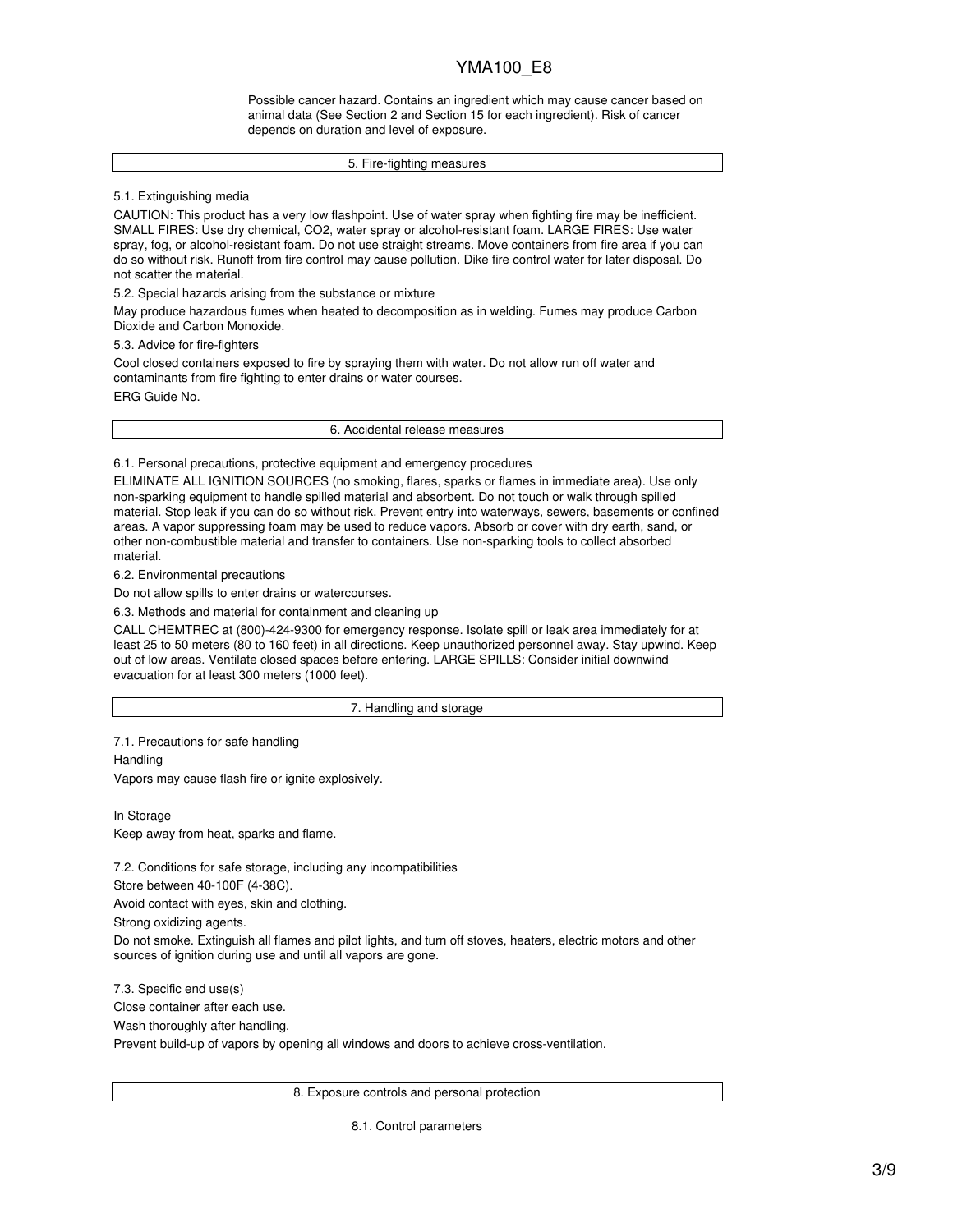Possible cancer hazard. Contains an ingredient which may cause cancer based on animal data (See Section 2 and Section 15 for each ingredient). Risk of cancer depends on duration and level of exposure.

## 5. Fire-fighting measures

5.1. Extinguishing media

CAUTION: This product has a very low flashpoint. Use of water spray when fighting fire may be inefficient. SMALL FIRES: Use dry chemical, $CO_2$, water spray or alcohol-resistant foam. LARGE FIRES: Use water spray, fog, or alcohol-resistant foam. Do not use straight streams. Move containers from fire area if you can do so without risk. Runoff from fire control may cause pollution. Dike fire control water for later disposal. Do not scatter the material.

5.2. Special hazards arising from the substance or mixture

May produce hazardous fumes when heated to decomposition as in welding. Fumes may produce Carbon Dioxide and Carbon Monoxide.

5.3. Advice for fire-fighters

Cool closed containers exposed to fire by spraying them with water. Do not allow run off water and contaminants from fire fighting to enter drains or water courses.

ERG Guide No.

## 6. Accidental release measures

6.1. Personal precautions, protective equipment and emergency procedures

ELIMINATE ALL IGNITION SOURCES (no smoking, flares, sparks or flames in immediate area). Use only non-sparking equipment to handle spilled material and absorbent. Do not touch or walk through spilled material. Stop leak if you can do so without risk. Prevent entry into waterways, sewers, basements or confined areas. A vapor suppressing foam may be used to reduce vapors. Absorb or cover with dry earth, sand, or other non-combustible material and transfer to containers. Use non-sparking tools to collect absorbed material.

6.2. Environmental precautions

Do not allow spills to enter drains or watercourses.

6.3. Methods and material for containment and cleaning up

CALL CHEMTREC at (800)-424-9300 for emergency response. Isolate spill or leak area immediately for at least 25 to 50 meters (80 to 160 feet) in all directions. Keep unauthorized personnel away. Stay upwind. Keep out of low areas. Ventilate closed spaces before entering. LARGE SPILLS: Consider initial downwind evacuation for at least 300 meters (1000 feet).

## 7. Handling and storage

7.1. Precautions for safe handling

Handling

Vapors may cause flash fire or ignite explosively.

In Storage

Keep away from heat, sparks and flame.

7.2. Conditions for safe storage, including any incompatibilities

Store between 40-100F (4-38C).

Avoid contact with eyes, skin and clothing.

Strong oxidizing agents.

Do not smoke. Extinguish all flames and pilot lights, and turn off stoves, heaters, electric motors and other sources of ignition during use and until all vapors are gone.

7.3. Specific end use(s)

Close container after each use.

Wash thoroughly after handling.

Prevent build-up of vapors by opening all windows and doors to achieve cross-ventilation.

## 8. Exposure controls and personal protection

8.1. Control parameters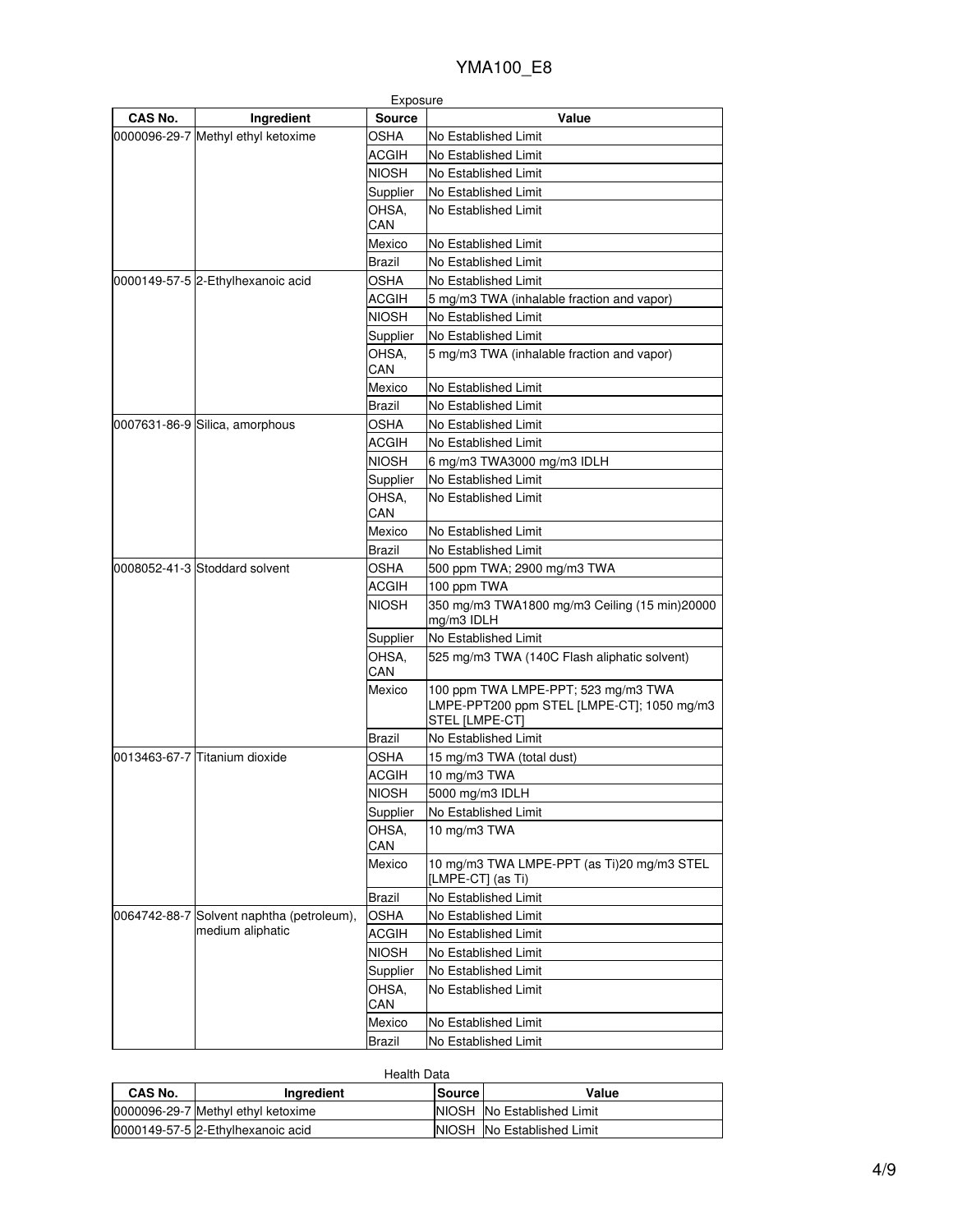Exposure

| CAS No. | Ingredient | Source | Value |
| --- | --- | --- | --- |
| 0000096-29-7 | Methyl ethyl ketoxime | OSHA | No Established Limit |
| | | ACGIH | No Established Limit |
| | | NIOSH | No Established Limit |
| | | Supplier | No Established Limit |
| | | OHSA, CAN | No Established Limit |
| | | Mexico | No Established Limit |
| | | Brazil | No Established Limit |
| 0000149-57-5 | 2-Ethylhexanoic acid | OSHA | No Established Limit |
| | | ACGIH | 5 mg/m3 TWA (inhalable fraction and vapor) |
| | | NIOSH | No Established Limit |
| | | Supplier | No Established Limit |
| | | OHSA, CAN | 5 mg/m3 TWA (inhalable fraction and vapor) |
| | | Mexico | No Established Limit |
| | | Brazil | No Established Limit |
| 0007631-86-9 | Silica, amorphous | OSHA | No Established Limit |
| | | ACGIH | No Established Limit |
| | | NIOSH | 6 mg/m3 TWA3000 mg/m3 IDLH |
| | | Supplier | No Established Limit |
| | | OHSA, CAN | No Established Limit |
| | | Mexico | No Established Limit |
| | | Brazil | No Established Limit |
| 0008052-41-3 | Stoddard solvent | OSHA | 500 ppm TWA; 2900 mg/m3 TWA |
| | | ACGIH | 100 ppm TWA |
| | | NIOSH | 350 mg/m3 TWA1800 mg/m3 Ceiling (15 min)20000 mg/m3 IDLH |
| | | Supplier | No Established Limit |
| | | OHSA, CAN | 525 mg/m3 TWA (140C Flash aliphatic solvent) |
| | | Mexico | 100 ppm TWA LMPE-PPT; 523 mg/m3 TWA LMPE-PPT200 ppm STEL [LMPE-CT]; 1050 mg/m3 STEL [LMPE-CT] |
| | | Brazil | No Established Limit |
| 0013463-67-7 | Titanium dioxide | OSHA | 15 mg/m3 TWA (total dust) |
| | | ACGIH | 10 mg/m3 TWA |
| | | NIOSH | 5000 mg/m3 IDLH |
| | | Supplier | No Established Limit |
| | | OHSA, CAN | 10 mg/m3 TWA |
| | | Mexico | 10 mg/m3 TWA LMPE-PPT (as Ti)20 mg/m3 STEL [LMPE-CT] (as Ti) |
| | | Brazil | No Established Limit |
| 0064742-88-7 | Solvent naphtha (petroleum), medium aliphatic | OSHA | No Established Limit |
| | | ACGIH | No Established Limit |
| | | NIOSH | No Established Limit |
| | | Supplier | No Established Limit |
| | | OHSA, CAN | No Established Limit |
| | | Mexico | No Established Limit |
| | | Brazil | No Established Limit |

Health Data

| CAS No. | Ingredient | Source | Value |
| --- | --- | --- | --- |
| 0000096-29-7 | Methyl ethyl ketoxime | NIOSH | No Established Limit |
| 0000149-57-5 | 2-Ethylhexanoic acid | NIOSH | No Established Limit |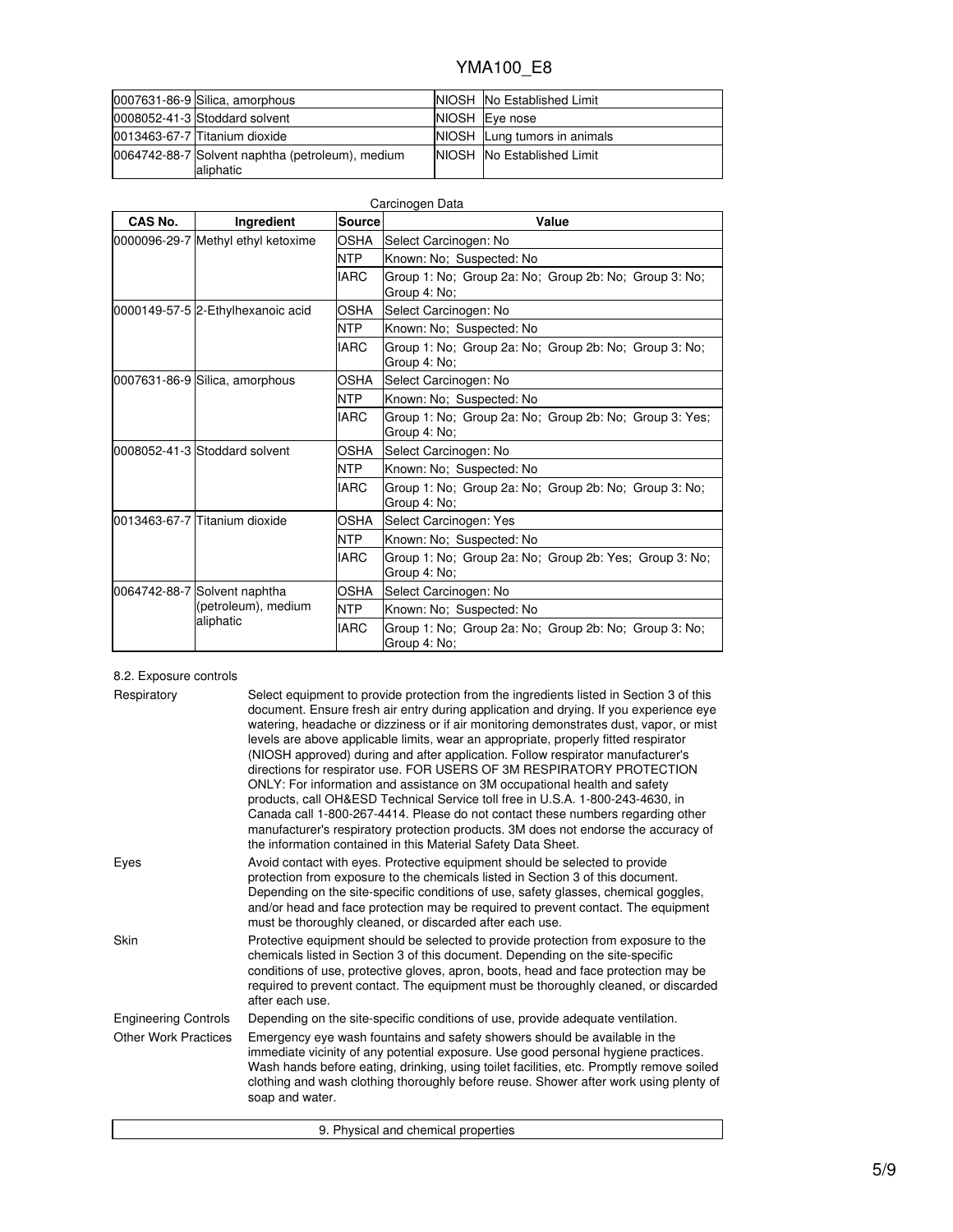| | | | |
|---|---|---|---|
| 0007631-86-9 | Silica, amorphous | NIOSH | No Established Limit |
| 0008052-41-3 | Stoddard solvent | NIOSH | Eye nose |
| 0013463-67-7 | Titanium dioxide | NIOSH | Lung tumors in animals |
| 0064742-88-7 | Solvent naphtha (petroleum), medium aliphatic | NIOSH | No Established Limit |

Carcinogen Data

| CAS No. | Ingredient | Source | Value |
|---|---|---|---|
| 0000096-29-7 | Methyl ethyl ketoxime | OSHA | Select Carcinogen: No |
| | | NTP | Known: No; Suspected: No |
| | | IARC | Group 1: No; Group 2a: No; Group 2b: No; Group 3: No; Group 4: No; |
| 0000149-57-5 | 2-Ethylhexanoic acid | OSHA | Select Carcinogen: No |
| | | NTP | Known: No; Suspected: No |
| | | IARC | Group 1: No; Group 2a: No; Group 2b: No; Group 3: No; Group 4: No; |
| 0007631-86-9 | Silica, amorphous | OSHA | Select Carcinogen: No |
| | | NTP | Known: No; Suspected: No |
| | | IARC | Group 1: No; Group 2a: No; Group 2b: No; Group 3: Yes; Group 4: No; |
| 0008052-41-3 | Stoddard solvent | OSHA | Select Carcinogen: No |
| | | NTP | Known: No; Suspected: No |
| | | IARC | Group 1: No; Group 2a: No; Group 2b: No; Group 3: No; Group 4: No; |
| 0013463-67-7 | Titanium dioxide | OSHA | Select Carcinogen: Yes |
| | | NTP | Known: No; Suspected: No |
| | | IARC | Group 1: No; Group 2a: No; Group 2b: Yes; Group 3: No; Group 4: No; |
| 0064742-88-7 | Solvent naphtha (petroleum), medium aliphatic | OSHA | Select Carcinogen: No |
| | | NTP | Known: No; Suspected: No |
| | | IARC | Group 1: No; Group 2a: No; Group 2b: No; Group 3: No; Group 4: No; |

8.2. Exposure controls

**Respiratory**
Select equipment to provide protection from the ingredients listed in Section 3 of this document. Ensure fresh air entry during application and drying. If you experience eye watering, headache or dizziness or if air monitoring demonstrates dust, vapor, or mist levels are above applicable limits, wear an appropriate, properly fitted respirator (NIOSH approved) during and after application. Follow respirator manufacturer's directions for respirator use. FOR USERS OF 3M RESPIRATORY PROTECTION ONLY: For information and assistance on 3M occupational health and safety products, call OH&ESD Technical Service toll free in U.S.A. 1-800-243-4630, in Canada call 1-800-267-4414. Please do not contact these numbers regarding other manufacturer's respiratory protection products. 3M does not endorse the accuracy of the information contained in this Material Safety Data Sheet.

**Eyes**
Avoid contact with eyes. Protective equipment should be selected to provide protection from exposure to the chemicals listed in Section 3 of this document. Depending on the site-specific conditions of use, safety glasses, chemical goggles, and/or head and face protection may be required to prevent contact. The equipment must be thoroughly cleaned, or discarded after each use.

**Skin**
Protective equipment should be selected to provide protection from exposure to the chemicals listed in Section 3 of this document. Depending on the site-specific conditions of use, protective gloves, apron, boots, head and face protection may be required to prevent contact. The equipment must be thoroughly cleaned, or discarded after each use.

**Engineering Controls**
Depending on the site-specific conditions of use, provide adequate ventilation.

**Other Work Practices**
Emergency eye wash fountains and safety showers should be available in the immediate vicinity of any potential exposure. Use good personal hygiene practices. Wash hands before eating, drinking, using toilet facilities, etc. Promptly remove soiled clothing and wash clothing thoroughly before reuse. Shower after work using plenty of soap and water.

## 9. Physical and chemical properties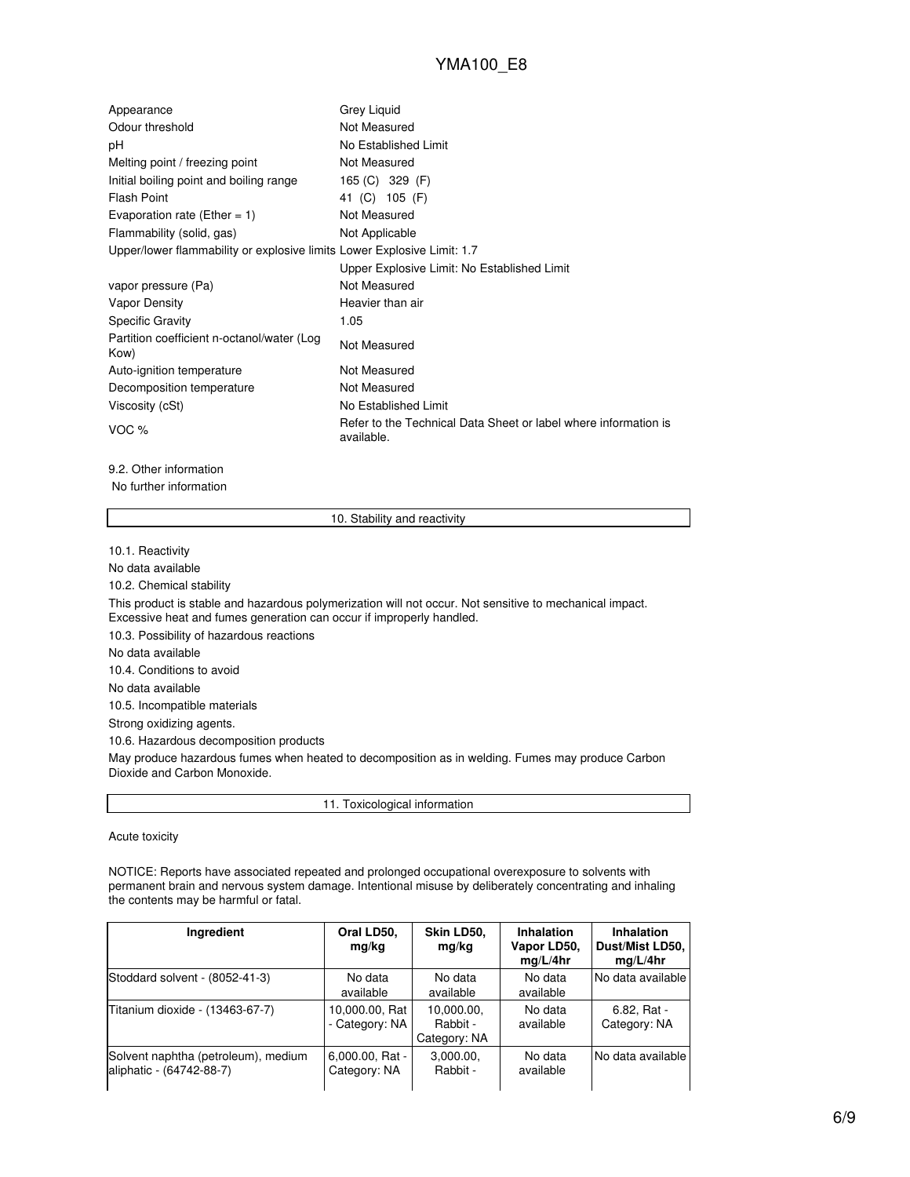| | |
|---|---|
| Appearance | Grey Liquid |
| Odour threshold | Not Measured |
| pH | No Established Limit |
| Melting point / freezing point | Not Measured |
| Initial boiling point and boiling range | 165 (C) 329 (F) |
| Flash Point | 41 (C) 105 (F) |
| Evaporation rate (Ether = 1) | Not Measured |
| Flammability (solid, gas) | Not Applicable |
| Upper/lower flammability or explosive limits | Lower Explosive Limit: 1.7 |
| | Upper Explosive Limit: No Established Limit |
| vapor pressure (Pa) | Not Measured |
| Vapor Density | Heavier than air |
| Specific Gravity | 1.05 |
| Partition coefficient n-octanol/water (Log Kow) | Not Measured |
| Auto-ignition temperature | Not Measured |
| Decomposition temperature | Not Measured |
| Viscosity (cSt) | No Established Limit |
| VOC % | Refer to the Technical Data Sheet or label where information is available. |

9.2. Other information

No further information

## 10. Stability and reactivity

10.1. Reactivity

No data available

10.2. Chemical stability

This product is stable and hazardous polymerization will not occur. Not sensitive to mechanical impact. Excessive heat and fumes generation can occur if improperly handled.

10.3. Possibility of hazardous reactions

No data available

10.4. Conditions to avoid

No data available

10.5. Incompatible materials

Strong oxidizing agents.

10.6. Hazardous decomposition products

May produce hazardous fumes when heated to decomposition as in welding. Fumes may produce Carbon Dioxide and Carbon Monoxide.

## 11. Toxicological information

Acute toxicity

NOTICE: Reports have associated repeated and prolonged occupational overexposure to solvents with permanent brain and nervous system damage. Intentional misuse by deliberately concentrating and inhaling the contents may be harmful or fatal.

| Ingredient | Oral LD50, mg/kg | Skin LD50, mg/kg | Inhalation Vapor LD50, mg/L/4hr | Inhalation Dust/Mist LD50, mg/L/4hr |
|---|---|---|---|---|
| Stoddard solvent - (8052-41-3) | No data available | No data available | No data available | No data available |
| Titanium dioxide - (13463-67-7) | 10,000.00, Rat - Category: NA | 10,000.00, Rabbit - Category: NA | No data available | 6.82, Rat - Category: NA |
| Solvent naphtha (petroleum), medium aliphatic - (64742-88-7) | 6,000.00, Rat - Category: NA | 3,000.00, Rabbit - | No data available | No data available |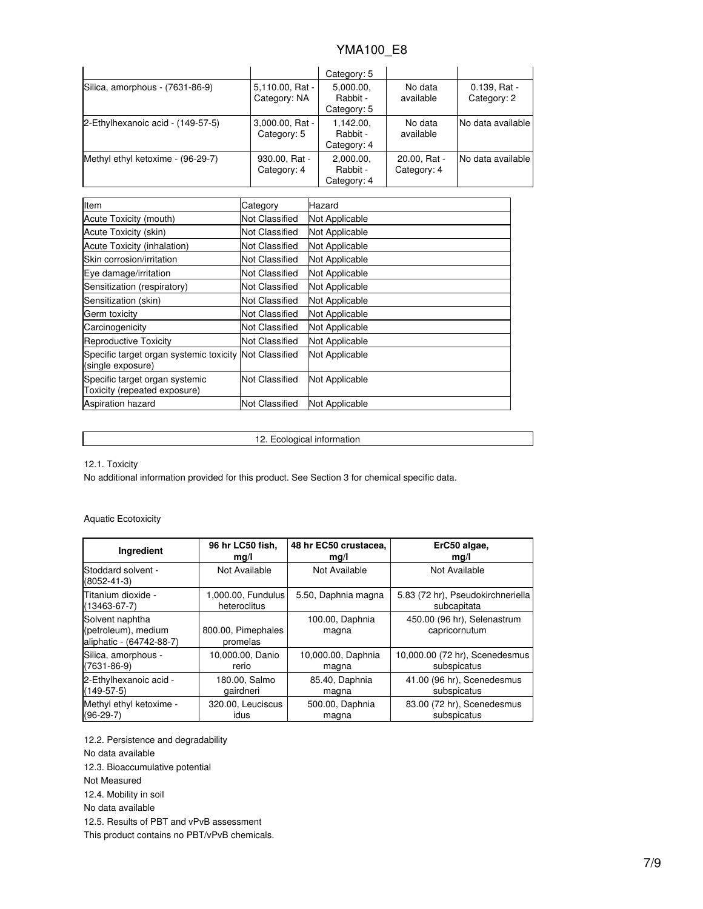| | | Category: 5 | | |
|---|---|---|---|---|
| Silica, amorphous - (7631-86-9) | 5,110.00, Rat - Category: NA | 5,000.00, Rabbit - Category: 5 | No data available | 0.139, Rat - Category: 2 |
| 2-Ethylhexanoic acid - (149-57-5) | 3,000.00, Rat - Category: 5 | 1,142.00, Rabbit - Category: 4 | No data available | No data available |
| Methyl ethyl ketoxime - (96-29-7) | 930.00, Rat - Category: 4 | 2,000.00, Rabbit - Category: 4 | 20.00, Rat - Category: 4 | No data available |

| Item | Category | Hazard |
|---|---|---|
| Acute Toxicity (mouth) | Not Classified | Not Applicable |
| Acute Toxicity (skin) | Not Classified | Not Applicable |
| Acute Toxicity (inhalation) | Not Classified | Not Applicable |
| Skin corrosion/irritation | Not Classified | Not Applicable |
| Eye damage/irritation | Not Classified | Not Applicable |
| Sensitization (respiratory) | Not Classified | Not Applicable |
| Sensitization (skin) | Not Classified | Not Applicable |
| Germ toxicity | Not Classified | Not Applicable |
| Carcinogenicity | Not Classified | Not Applicable |
| Reproductive Toxicity | Not Classified | Not Applicable |
| Specific target organ systemic toxicity (single exposure) | Not Classified | Not Applicable |
| Specific target organ systemic Toxicity (repeated exposure) | Not Classified | Not Applicable |
| Aspiration hazard | Not Classified | Not Applicable |

## 12. Ecological information

12.1. Toxicity

No additional information provided for this product. See Section 3 for chemical specific data.

Aquatic Ecotoxicity

| Ingredient | 96 hr LC50 fish, mg/l | 48 hr EC50 crustacea, mg/l | ErC50 algae, mg/l |
|---|---|---|---|
| Stoddard solvent - (8052-41-3) | Not Available | Not Available | Not Available |
| Titanium dioxide - (13463-67-7) | 1,000.00, Fundulus heteroclitus | 5.50, Daphnia magna | 5.83 (72 hr), Pseudokirchneriella subcapitata |
| Solvent naphtha (petroleum), medium aliphatic - (64742-88-7) | 800.00, Pimephales promelas | 100.00, Daphnia magna | 450.00 (96 hr), Selenastrum capricornutum |
| Silica, amorphous - (7631-86-9) | 10,000.00, Danio rerio | 10,000.00, Daphnia magna | 10,000.00 (72 hr), Scenedesmus subspicatus |
| 2-Ethylhexanoic acid - (149-57-5) | 180.00, Salmo gairdneri | 85.40, Daphnia magna | 41.00 (96 hr), Scenedesmus subspicatus |
| Methyl ethyl ketoxime - (96-29-7) | 320.00, Leuciscus idus | 500.00, Daphnia magna | 83.00 (72 hr), Scenedesmus subspicatus |

12.2. Persistence and degradability

No data available

12.3. Bioaccumulative potential

Not Measured

12.4. Mobility in soil

No data available

12.5. Results of PBT and vPvB assessment

This product contains no PBT/vPvB chemicals.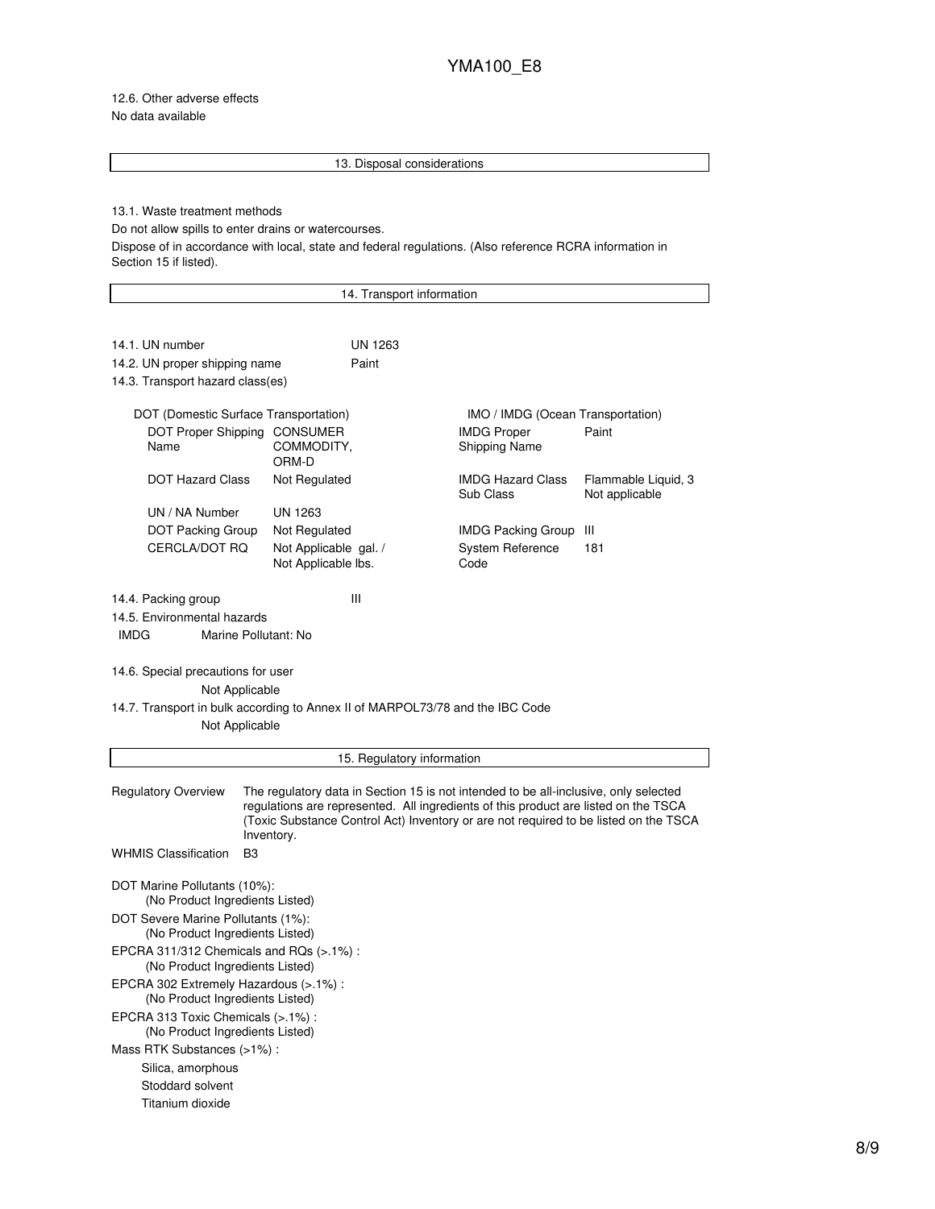12.6. Other adverse effects
No data available

## 13. Disposal considerations

13.1. Waste treatment methods
Do not allow spills to enter drains or watercourses.
Dispose of in accordance with local, state and federal regulations. (Also reference RCRA information in Section 15 if listed).

## 14. Transport information

14.1. UN number UN 1263
14.2. UN proper shipping name Paint
14.3. Transport hazard class(es)

| DOT (Domestic Surface Transportation) | | IMO / IMDG (Ocean Transportation) | |
|---|---|---|---|
| DOT Proper Shipping Name | CONSUMER COMMODITY, ORM-D | IMDG Proper Shipping Name | Paint |
| DOT Hazard Class | Not Regulated | IMDG Hazard Class Sub Class | Flammable Liquid, 3 Not applicable |
| UN / NA Number | UN 1263 | | |
| DOT Packing Group | Not Regulated | IMDG Packing Group | III |
| CERCLA/DOT RQ | Not Applicable gal. / Not Applicable lbs. | System Reference Code | 181 |

14.4. Packing group III
14.5. Environmental hazards
IMDG Marine Pollutant: No

14.6. Special precautions for user
Not Applicable
14.7. Transport in bulk according to Annex II of MARPOL73/78 and the IBC Code
Not Applicable

## 15. Regulatory information

Regulatory Overview: The regulatory data in Section 15 is not intended to be all-inclusive, only selected regulations are represented. All ingredients of this product are listed on the TSCA (Toxic Substance Control Act) Inventory or are not required to be listed on the TSCA Inventory.

WHMIS Classification: B3

DOT Marine Pollutants (10%):
(No Product Ingredients Listed)

DOT Severe Marine Pollutants (1%):
(No Product Ingredients Listed)

EPCRA 311/312 Chemicals and RQs (>.1%) :
(No Product Ingredients Listed)

EPCRA 302 Extremely Hazardous (>.1%) :
(No Product Ingredients Listed)

EPCRA 313 Toxic Chemicals (>.1%) :
(No Product Ingredients Listed)

Mass RTK Substances (>1%) :
- Silica, amorphous
- Stoddard solvent
- Titanium dioxide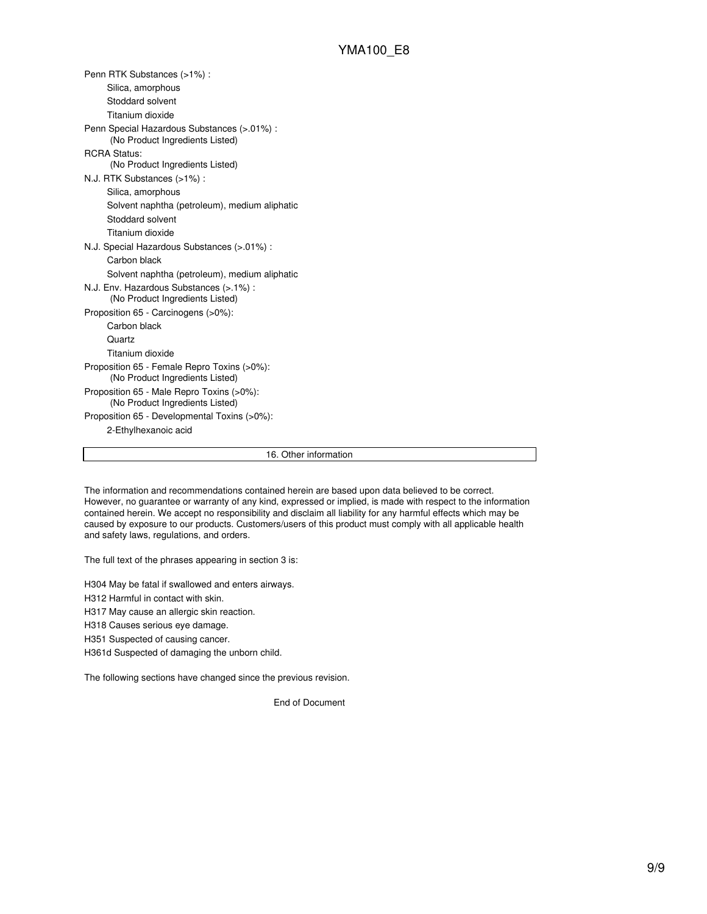Penn RTK Substances (>1%) :

- Silica, amorphous
- Stoddard solvent
- Titanium dioxide

Penn Special Hazardous Substances (>.01%) :
(No Product Ingredients Listed)

RCRA Status:
(No Product Ingredients Listed)

N.J. RTK Substances (>1%) :

- Silica, amorphous
- Solvent naphtha (petroleum), medium aliphatic
- Stoddard solvent
- Titanium dioxide

N.J. Special Hazardous Substances (>.01%) :

- Carbon black
- Solvent naphtha (petroleum), medium aliphatic

N.J. Env. Hazardous Substances (>.1%) :
(No Product Ingredients Listed)

Proposition 65 - Carcinogens (>0%):

- Carbon black
- Quartz
- Titanium dioxide

Proposition 65 - Female Repro Toxins (>0%):
(No Product Ingredients Listed)

Proposition 65 - Male Repro Toxins (>0%):
(No Product Ingredients Listed)

Proposition 65 - Developmental Toxins (>0%):

- 2-Ethylhexanoic acid

## 16. Other information

The information and recommendations contained herein are based upon data believed to be correct. However, no guarantee or warranty of any kind, expressed or implied, is made with respect to the information contained herein. We accept no responsibility and disclaim all liability for any harmful effects which may be caused by exposure to our products. Customers/users of this product must comply with all applicable health and safety laws, regulations, and orders.

The full text of the phrases appearing in section 3 is:

H304 May be fatal if swallowed and enters airways.

H312 Harmful in contact with skin.

H317 May cause an allergic skin reaction.

H318 Causes serious eye damage.

H351 Suspected of causing cancer.

H361d Suspected of damaging the unborn child.

The following sections have changed since the previous revision.

End of Document